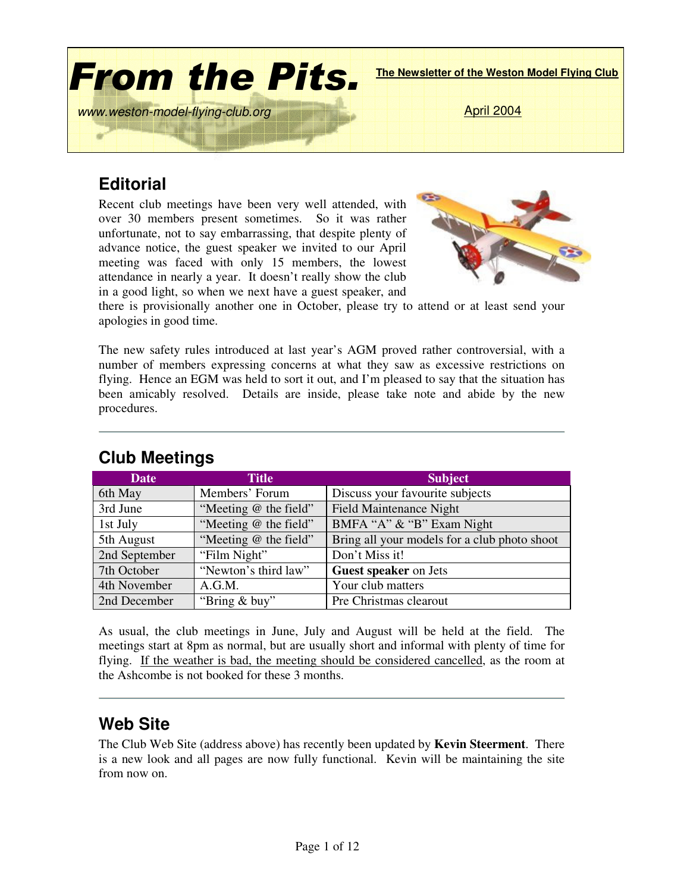# From the Pits.

**The Newsletter of the Weston Model Flying Club**

www.weston-model-flying-club.org

April 2004

## Editorial

Recent club meetings have been very well attended, with over 30 members present sometimes. So it was rather unfortunate, not to say embarrassing, that despite plenty of advance notice, the guest speaker we invited to our April meeting was faced with only 15 members, the lowest attendance in nearly a year. It doesn't really show the club in a good light, so when we next have a guest speaker, and there is provisionally another one in October, please try to attend or at least send your apologies in good time.

The new safety rules introduced at last year's AGM proved rather controversial, with a number of members expressing concerns at what they saw as excessive restrictions on flying. Hence an EGM was held to sort it out, and I'm pleased to say that the situation has been amicably resolved. Details are inside, please take note and abide by the new procedures.

## Club Meetings

| Date | Title | Subject |
|---|---|---|
| 6th May | Members' Forum | Discuss your favourite subjects |
| 3rd June | "Meeting @ the field" | Field Maintenance Night |
| 1st July | "Meeting @ the field" | BMFA "A" & "B" Exam Night |
| 5th August | "Meeting @ the field" | Bring all your models for a club photo shoot |
| 2nd September | "Film Night" | Don't Miss it! |
| 7th October | "Newton's third law" | **Guest speaker** on Jets |
| 4th November | A.G.M. | Your club matters |
| 2nd December | "Bring & buy" | Pre Christmas clearout |

As usual, the club meetings in June, July and August will be held at the field. The meetings start at 8pm as normal, but are usually short and informal with plenty of time for flying. <u>If the weather is bad, the meeting should be considered cancelled</u>, as the room at the Ashcombe is not booked for these 3 months.

## Web Site

The Club Web Site (address above) has recently been updated by **Kevin Steerment**. There is a new look and all pages are now fully functional. Kevin will be maintaining the site from now on.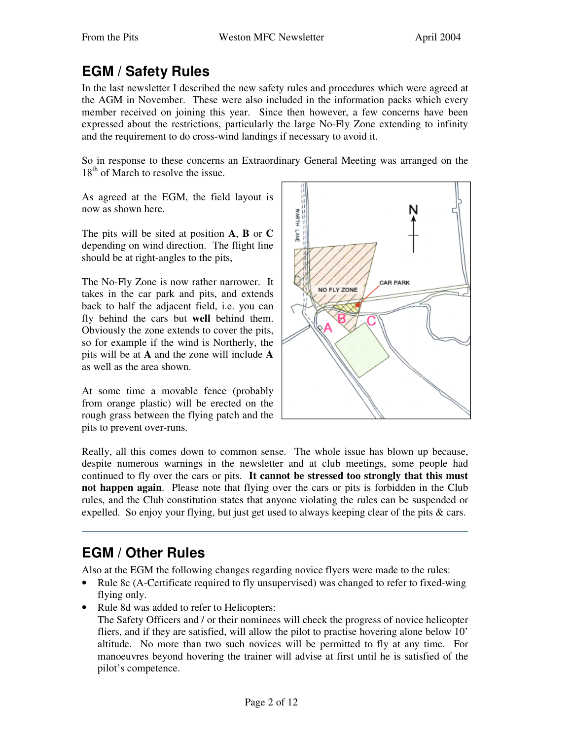## EGM / Safety Rules

In the last newsletter I described the new safety rules and procedures which were agreed at the AGM in November. These were also included in the information packs which every member received on joining this year. Since then however, a few concerns have been expressed about the restrictions, particularly the large No-Fly Zone extending to infinity and the requirement to do cross-wind landings if necessary to avoid it.

So in response to these concerns an Extraordinary General Meeting was arranged on the 18th of March to resolve the issue.

As agreed at the EGM, the field layout is now as shown here.

The pits will be sited at position **A**, **B** or **C** depending on wind direction. The flight line should be at right-angles to the pits,

The No-Fly Zone is now rather narrower. It takes in the car park and pits, and extends back to half the adjacent field, i.e. you can fly behind the cars but **well** behind them. Obviously the zone extends to cover the pits, so for example if the wind is Northerly, the pits will be at **A** and the zone will include **A** as well as the area shown.

WARTH LANE

N

NO FLY ZONE

CAR PARK

A

B

C

At some time a movable fence (probably from orange plastic) will be erected on the rough grass between the flying patch and the pits to prevent over-runs.

Really, all this comes down to common sense. The whole issue has blown up because, despite numerous warnings in the newsletter and at club meetings, some people had continued to fly over the cars or pits. **It cannot be stressed too strongly that this must not happen again**. Please note that flying over the cars or pits is forbidden in the Club rules, and the Club constitution states that anyone violating the rules can be suspended or expelled. So enjoy your flying, but just get used to always keeping clear of the pits & cars.

---

## EGM / Other Rules

Also at the EGM the following changes regarding novice flyers were made to the rules:

- Rule 8c (A-Certificate required to fly unsupervised) was changed to refer to fixed-wing flying only.
- Rule 8d was added to refer to Helicopters:
  The Safety Officers and / or their nominees will check the progress of novice helicopter fliers, and if they are satisfied, will allow the pilot to practise hovering alone below 10' altitude. No more than two such novices will be permitted to fly at any time. For manoeuvres beyond hovering the trainer will advise at first until he is satisfied of the pilot's competence.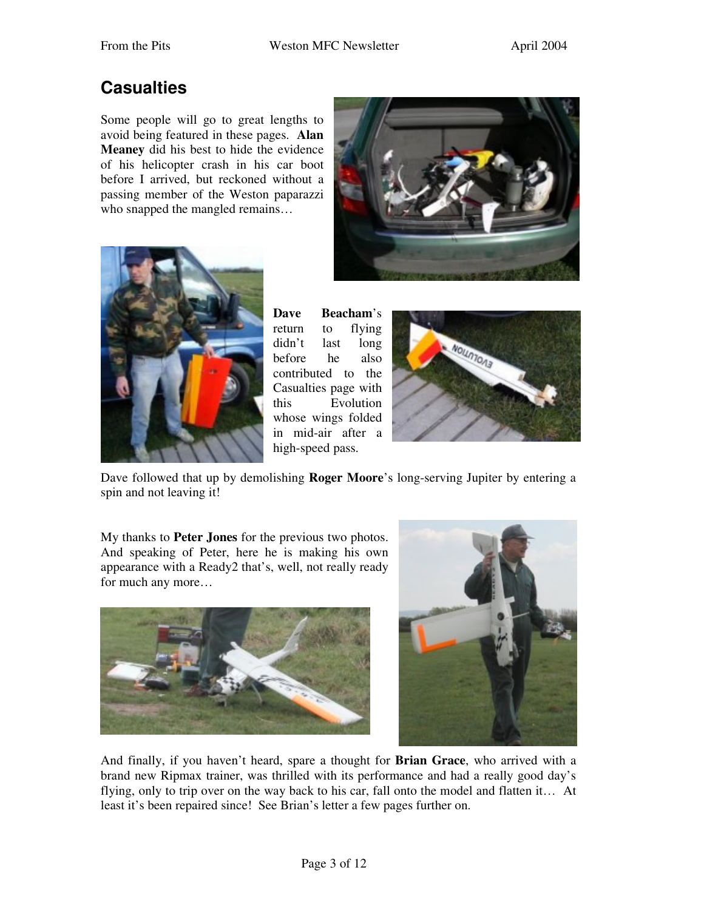## Casualties

Some people will go to great lengths to avoid being featured in these pages. **Alan Meaney** did his best to hide the evidence of his helicopter crash in his car boot before I arrived, but reckoned without a passing member of the Weston paparazzi who snapped the mangled remains…

**Dave Beacham**'s return to flying didn't last long before he also contributed to the Casualties page with this Evolution whose wings folded in mid-air after a high-speed pass.

Dave followed that up by demolishing **Roger Moore**'s long-serving Jupiter by entering a spin and not leaving it!

My thanks to **Peter Jones** for the previous two photos. And speaking of Peter, here he is making his own appearance with a Ready2 that's, well, not really ready for much any more…

And finally, if you haven't heard, spare a thought for **Brian Grace**, who arrived with a brand new Ripmax trainer, was thrilled with its performance and had a really good day's flying, only to trip over on the way back to his car, fall onto the model and flatten it… At least it's been repaired since! See Brian's letter a few pages further on.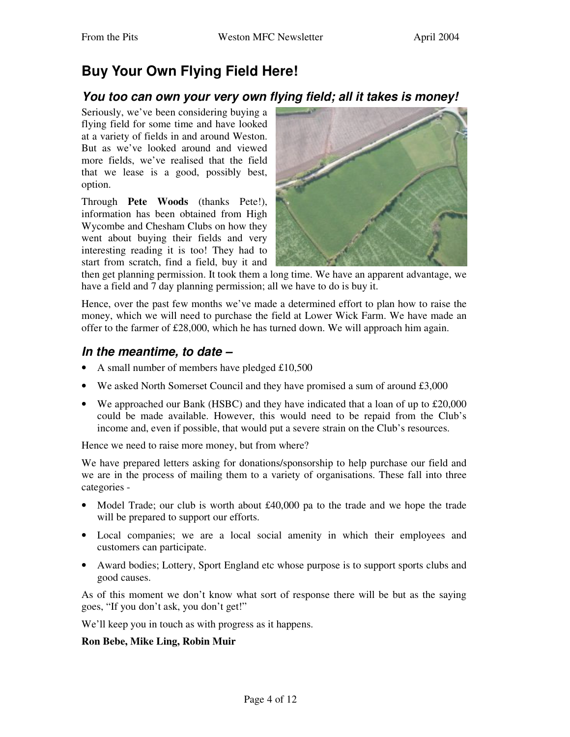# Buy Your Own Flying Field Here!

## *You too can own your very own flying field; all it takes is money!*

Seriously, we've been considering buying a flying field for some time and have looked at a variety of fields in and around Weston. But as we've looked around and viewed more fields, we've realised that the field that we lease is a good, possibly best, option.

Through **Pete Woods** (thanks Pete!), information has been obtained from High Wycombe and Chesham Clubs on how they went about buying their fields and very interesting reading it is too! They had to start from scratch, find a field, buy it and then get planning permission. It took them a long time. We have an apparent advantage, we have a field and 7 day planning permission; all we have to do is buy it.

Hence, over the past few months we've made a determined effort to plan how to raise the money, which we will need to purchase the field at Lower Wick Farm. We have made an offer to the farmer of £28,000, which he has turned down. We will approach him again.

## *In the meantime, to date –*

- A small number of members have pledged £10,500
- We asked North Somerset Council and they have promised a sum of around £3,000
- We approached our Bank (HSBC) and they have indicated that a loan of up to £20,000 could be made available. However, this would need to be repaid from the Club's income and, even if possible, that would put a severe strain on the Club's resources.

Hence we need to raise more money, but from where?

We have prepared letters asking for donations/sponsorship to help purchase our field and we are in the process of mailing them to a variety of organisations. These fall into three categories -

- Model Trade; our club is worth about £40,000 pa to the trade and we hope the trade will be prepared to support our efforts.
- Local companies; we are a local social amenity in which their employees and customers can participate.
- Award bodies; Lottery, Sport England etc whose purpose is to support sports clubs and good causes.

As of this moment we don't know what sort of response there will be but as the saying goes, "If you don't ask, you don't get!"

We'll keep you in touch as with progress as it happens.

**Ron Bebe, Mike Ling, Robin Muir**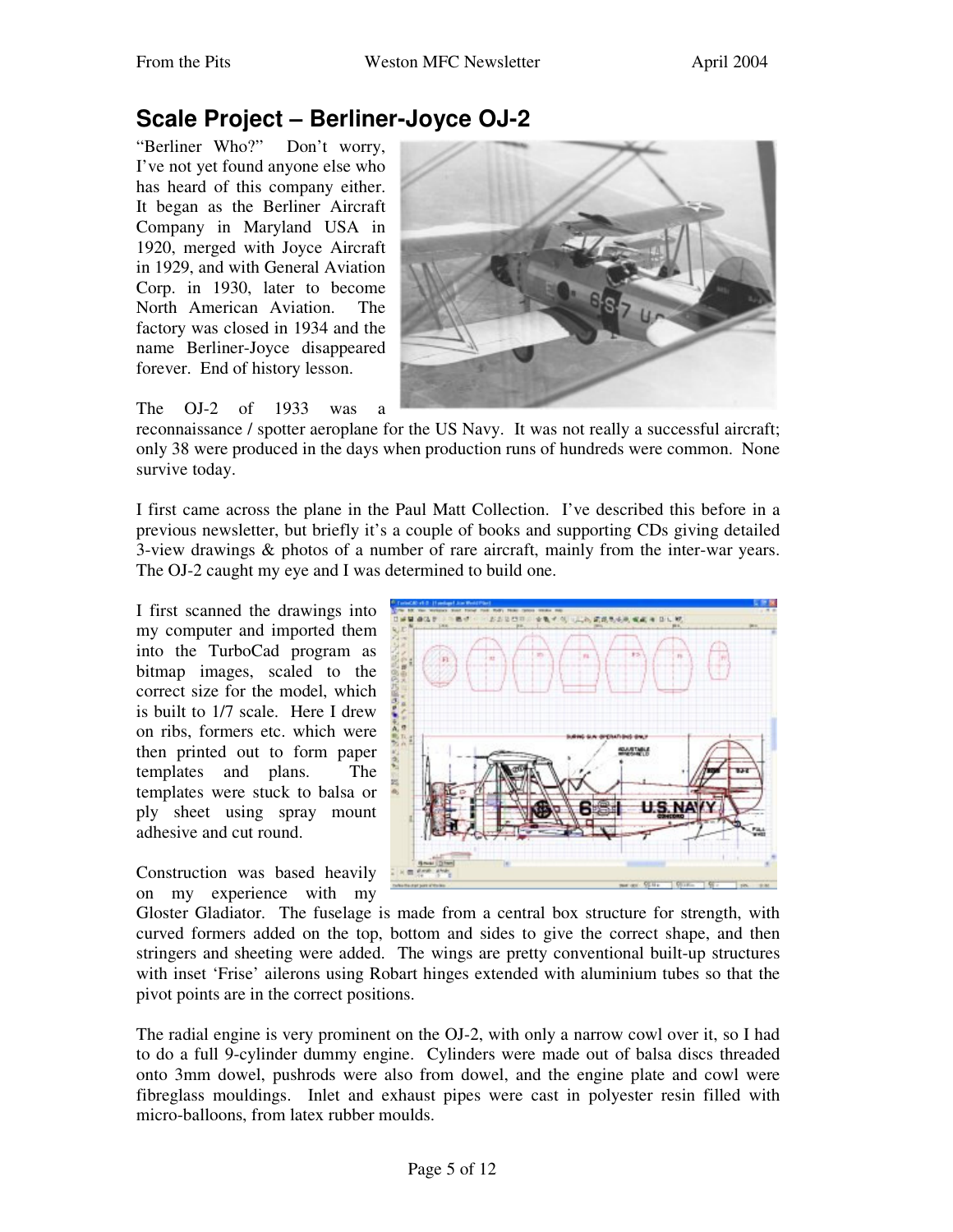## Scale Project – Berliner-Joyce OJ-2

"Berliner Who?" Don't worry, I've not yet found anyone else who has heard of this company either. It began as the Berliner Aircraft Company in Maryland USA in 1920, merged with Joyce Aircraft in 1929, and with General Aviation Corp. in 1930, later to become North American Aviation. The factory was closed in 1934 and the name Berliner-Joyce disappeared forever. End of history lesson.

The OJ-2 of 1933 was a reconnaissance / spotter aeroplane for the US Navy. It was not really a successful aircraft; only 38 were produced in the days when production runs of hundreds were common. None survive today.

I first came across the plane in the Paul Matt Collection. I've described this before in a previous newsletter, but briefly it's a couple of books and supporting CDs giving detailed 3-view drawings & photos of a number of rare aircraft, mainly from the inter-war years. The OJ-2 caught my eye and I was determined to build one.

I first scanned the drawings into my computer and imported them into the TurboCad program as bitmap images, scaled to the correct size for the model, which is built to 1/7 scale. Here I drew on ribs, formers etc. which were then printed out to form paper templates and plans. The templates were stuck to balsa or ply sheet using spray mount adhesive and cut round.

Construction was based heavily on my experience with my Gloster Gladiator. The fuselage is made from a central box structure for strength, with curved formers added on the top, bottom and sides to give the correct shape, and then stringers and sheeting were added. The wings are pretty conventional built-up structures with inset 'Frise' ailerons using Robart hinges extended with aluminium tubes so that the pivot points are in the correct positions.

The radial engine is very prominent on the OJ-2, with only a narrow cowl over it, so I had to do a full 9-cylinder dummy engine. Cylinders were made out of balsa discs threaded onto 3mm dowel, pushrods were also from dowel, and the engine plate and cowl were fibreglass mouldings. Inlet and exhaust pipes were cast in polyester resin filled with micro-balloons, from latex rubber moulds.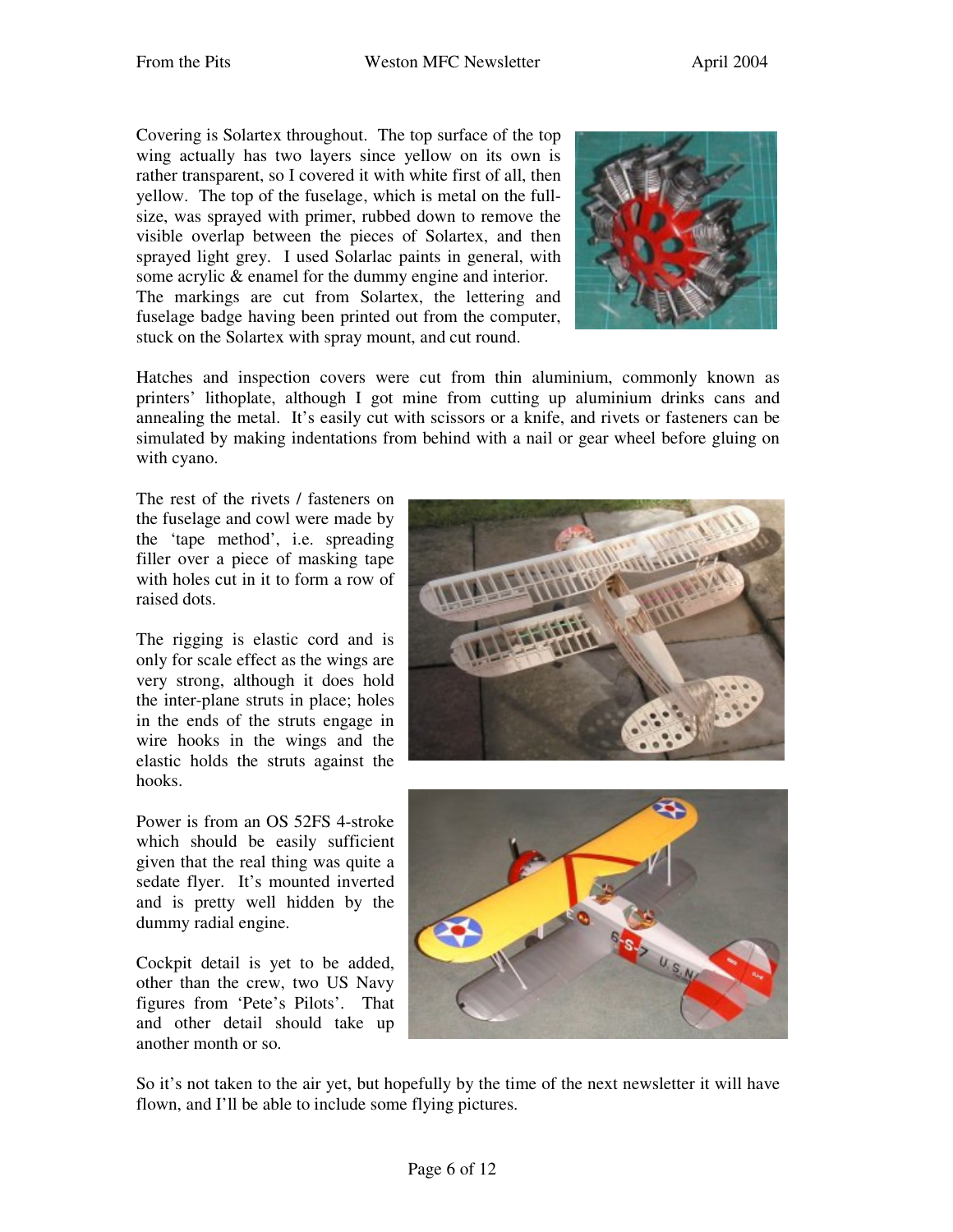Covering is Solartex throughout. The top surface of the top wing actually has two layers since yellow on its own is rather transparent, so I covered it with white first of all, then yellow. The top of the fuselage, which is metal on the full-size, was sprayed with primer, rubbed down to remove the visible overlap between the pieces of Solartex, and then sprayed light grey. I used Solarlac paints in general, with some acrylic & enamel for the dummy engine and interior. The markings are cut from Solartex, the lettering and fuselage badge having been printed out from the computer, stuck on the Solartex with spray mount, and cut round.

Hatches and inspection covers were cut from thin aluminium, commonly known as printers' lithoplate, although I got mine from cutting up aluminium drinks cans and annealing the metal. It's easily cut with scissors or a knife, and rivets or fasteners can be simulated by making indentations from behind with a nail or gear wheel before gluing on with cyano.

The rest of the rivets / fasteners on the fuselage and cowl were made by the 'tape method', i.e. spreading filler over a piece of masking tape with holes cut in it to form a row of raised dots.

The rigging is elastic cord and is only for scale effect as the wings are very strong, although it does hold the inter-plane struts in place; holes in the ends of the struts engage in wire hooks in the wings and the elastic holds the struts against the hooks.

Power is from an OS 52FS 4-stroke which should be easily sufficient given that the real thing was quite a sedate flyer. It's mounted inverted and is pretty well hidden by the dummy radial engine.

Cockpit detail is yet to be added, other than the crew, two US Navy figures from 'Pete's Pilots'. That and other detail should take up another month or so.

So it's not taken to the air yet, but hopefully by the time of the next newsletter it will have flown, and I'll be able to include some flying pictures.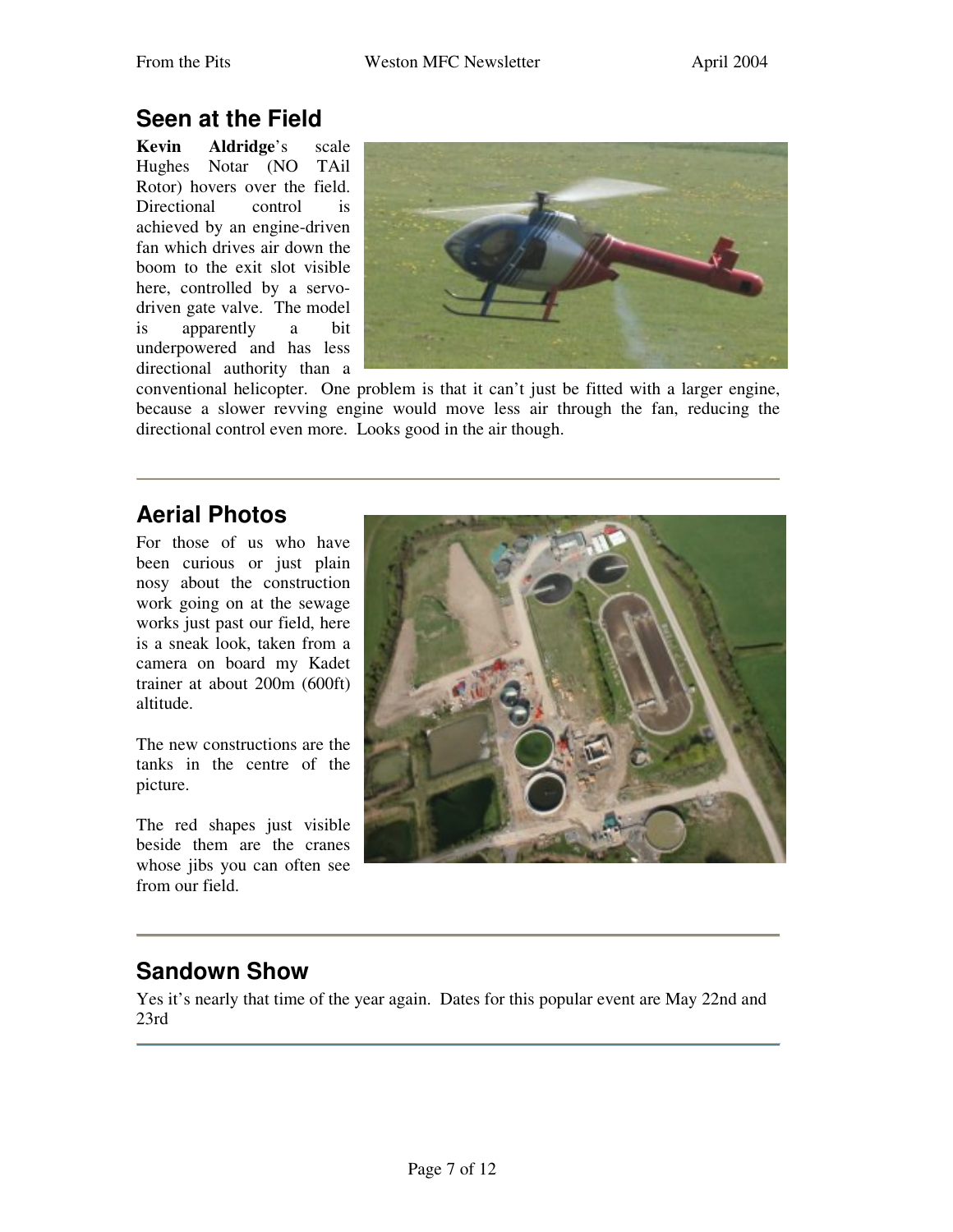## Seen at the Field

**Kevin Aldridge**'s scale Hughes Notar (NO TAil Rotor) hovers over the field. Directional control is achieved by an engine-driven fan which drives air down the boom to the exit slot visible here, controlled by a servo-driven gate valve. The model is apparently a bit underpowered and has less directional authority than a conventional helicopter. One problem is that it can't just be fitted with a larger engine, because a slower revving engine would move less air through the fan, reducing the directional control even more. Looks good in the air though.

---

## Aerial Photos

For those of us who have been curious or just plain nosy about the construction work going on at the sewage works just past our field, here is a sneak look, taken from a camera on board my Kadet trainer at about 200m (600ft) altitude.

The new constructions are the tanks in the centre of the picture.

The red shapes just visible beside them are the cranes whose jibs you can often see from our field.

---

## Sandown Show

Yes it's nearly that time of the year again. Dates for this popular event are May 22nd and 23rd

---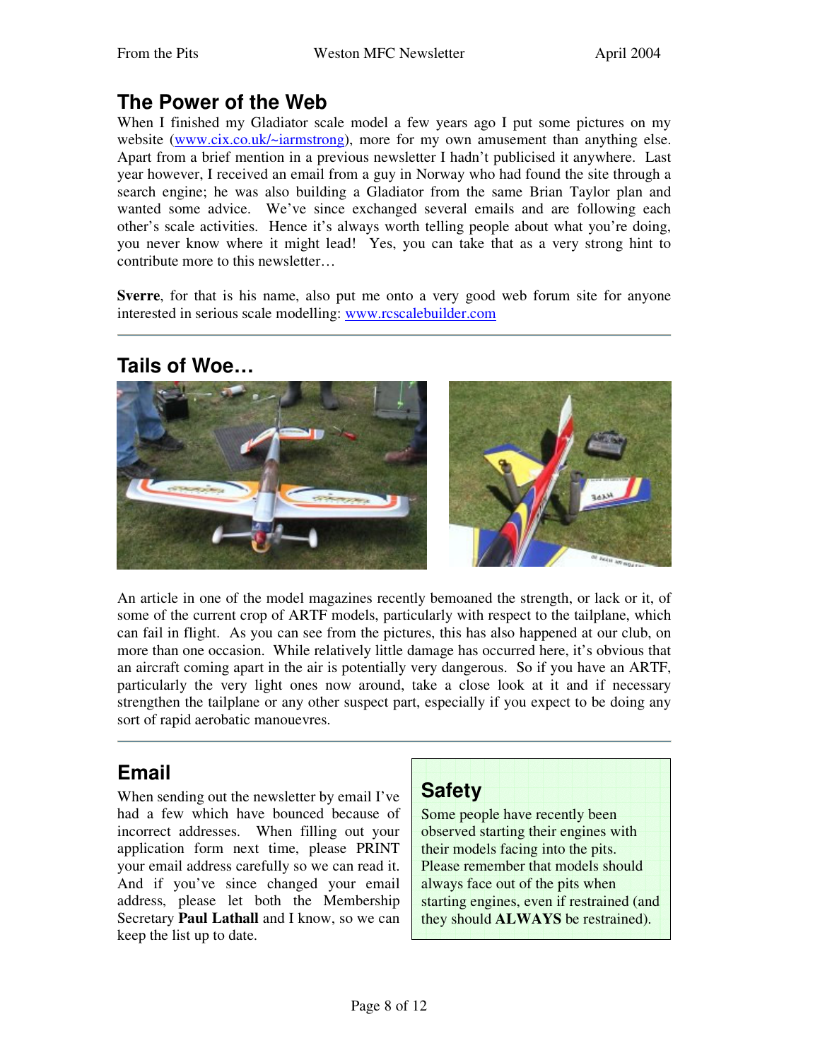## The Power of the Web

When I finished my Gladiator scale model a few years ago I put some pictures on my website (www.cix.co.uk/~iarmstrong), more for my own amusement than anything else. Apart from a brief mention in a previous newsletter I hadn't publicised it anywhere. Last year however, I received an email from a guy in Norway who had found the site through a search engine; he was also building a Gladiator from the same Brian Taylor plan and wanted some advice. We've since exchanged several emails and are following each other's scale activities. Hence it's always worth telling people about what you're doing, you never know where it might lead! Yes, you can take that as a very strong hint to contribute more to this newsletter…

**Sverre**, for that is his name, also put me onto a very good web forum site for anyone interested in serious scale modelling: www.rcscalebuilder.com

---

## Tails of Woe…

An article in one of the model magazines recently bemoaned the strength, or lack or it, of some of the current crop of ARTF models, particularly with respect to the tailplane, which can fail in flight. As you can see from the pictures, this has also happened at our club, on more than one occasion. While relatively little damage has occurred here, it's obvious that an aircraft coming apart in the air is potentially very dangerous. So if you have an ARTF, particularly the very light ones now around, take a close look at it and if necessary strengthen the tailplane or any other suspect part, especially if you expect to be doing any sort of rapid aerobatic manouevres.

---

## Email

When sending out the newsletter by email I've had a few which have bounced because of incorrect addresses. When filling out your application form next time, please PRINT your email address carefully so we can read it. And if you've since changed your email address, please let both the Membership Secretary **Paul Lathall** and I know, so we can keep the list up to date.

## Safety

Some people have recently been observed starting their engines with their models facing into the pits. Please remember that models should always face out of the pits when starting engines, even if restrained (and they should **ALWAYS** be restrained).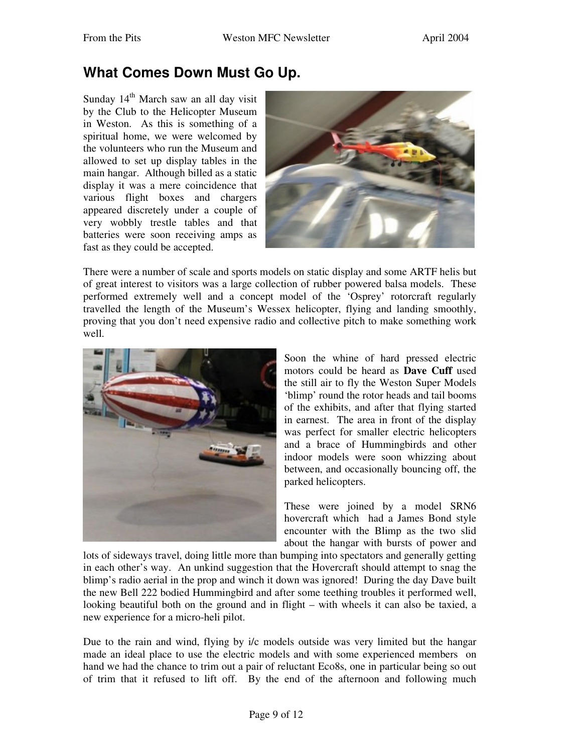## What Comes Down Must Go Up.

Sunday 14th March saw an all day visit by the Club to the Helicopter Museum in Weston. As this is something of a spiritual home, we were welcomed by the volunteers who run the Museum and allowed to set up display tables in the main hangar. Although billed as a static display it was a mere coincidence that various flight boxes and chargers appeared discretely under a couple of very wobbly trestle tables and that batteries were soon receiving amps as fast as they could be accepted.

There were a number of scale and sports models on static display and some ARTF helis but of great interest to visitors was a large collection of rubber powered balsa models. These performed extremely well and a concept model of the 'Osprey' rotorcraft regularly travelled the length of the Museum's Wessex helicopter, flying and landing smoothly, proving that you don't need expensive radio and collective pitch to make something work well.

Soon the whine of hard pressed electric motors could be heard as **Dave Cuff** used the still air to fly the Weston Super Models 'blimp' round the rotor heads and tail booms of the exhibits, and after that flying started in earnest. The area in front of the display was perfect for smaller electric helicopters and a brace of Hummingbirds and other indoor models were soon whizzing about between, and occasionally bouncing off, the parked helicopters.

These were joined by a model SRN6 hovercraft which had a James Bond style encounter with the Blimp as the two slid about the hangar with bursts of power and lots of sideways travel, doing little more than bumping into spectators and generally getting in each other's way. An unkind suggestion that the Hovercraft should attempt to snag the blimp's radio aerial in the prop and winch it down was ignored! During the day Dave built the new Bell 222 bodied Hummingbird and after some teething troubles it performed well, looking beautiful both on the ground and in flight – with wheels it can also be taxied, a new experience for a micro-heli pilot.

Due to the rain and wind, flying by i/c models outside was very limited but the hangar made an ideal place to use the electric models and with some experienced members on hand we had the chance to trim out a pair of reluctant Eco8s, one in particular being so out of trim that it refused to lift off. By the end of the afternoon and following much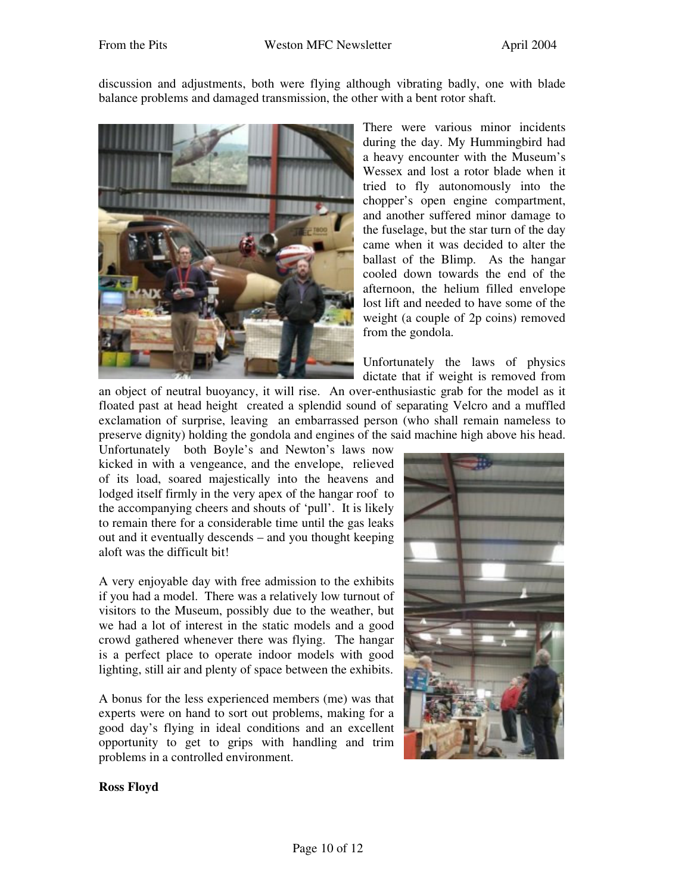discussion and adjustments, both were flying although vibrating badly, one with blade balance problems and damaged transmission, the other with a bent rotor shaft.

There were various minor incidents during the day. My Hummingbird had a heavy encounter with the Museum's Wessex and lost a rotor blade when it tried to fly autonomously into the chopper's open engine compartment, and another suffered minor damage to the fuselage, but the star turn of the day came when it was decided to alter the ballast of the Blimp. As the hangar cooled down towards the end of the afternoon, the helium filled envelope lost lift and needed to have some of the weight (a couple of 2p coins) removed from the gondola.

Unfortunately the laws of physics dictate that if weight is removed from an object of neutral buoyancy, it will rise. An over-enthusiastic grab for the model as it floated past at head height created a splendid sound of separating Velcro and a muffled exclamation of surprise, leaving an embarrassed person (who shall remain nameless to preserve dignity) holding the gondola and engines of the said machine high above his head. Unfortunately both Boyle's and Newton's laws now kicked in with a vengeance, and the envelope, relieved of its load, soared majestically into the heavens and lodged itself firmly in the very apex of the hangar roof to the accompanying cheers and shouts of 'pull'. It is likely to remain there for a considerable time until the gas leaks out and it eventually descends – and you thought keeping aloft was the difficult bit!

A very enjoyable day with free admission to the exhibits if you had a model. There was a relatively low turnout of visitors to the Museum, possibly due to the weather, but we had a lot of interest in the static models and a good crowd gathered whenever there was flying. The hangar is a perfect place to operate indoor models with good lighting, still air and plenty of space between the exhibits.

A bonus for the less experienced members (me) was that experts were on hand to sort out problems, making for a good day's flying in ideal conditions and an excellent opportunity to get to grips with handling and trim problems in a controlled environment.

**Ross Floyd**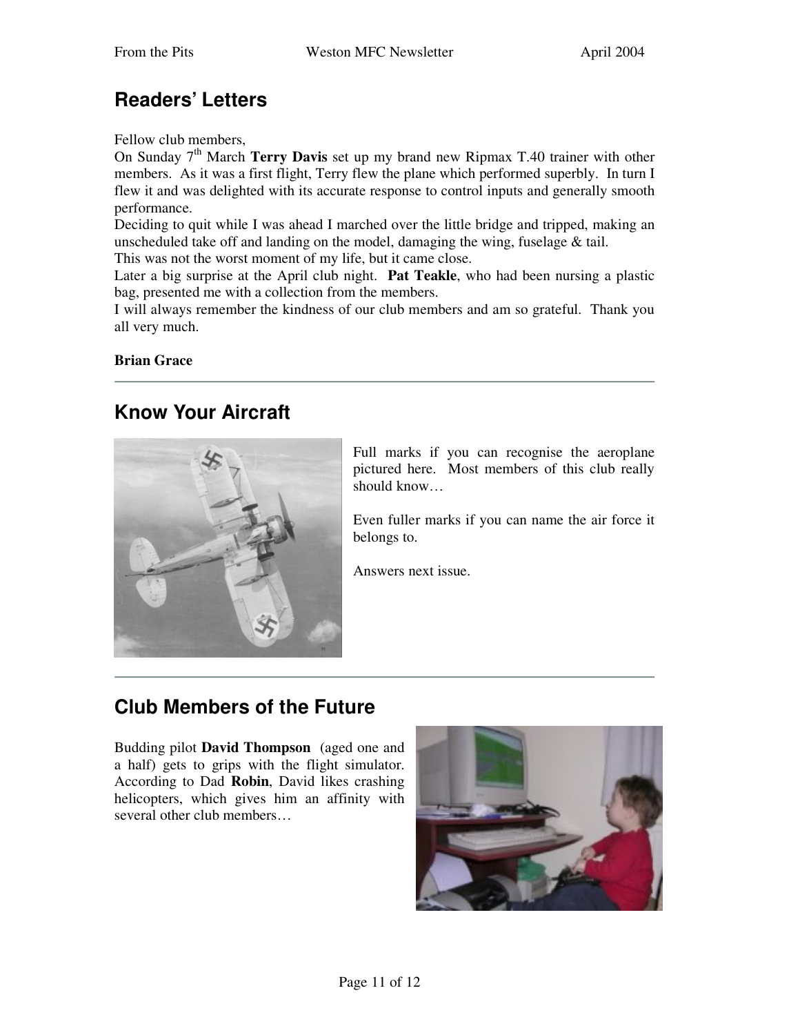## Readers' Letters

Fellow club members,
On Sunday 7th March **Terry Davis** set up my brand new Ripmax T.40 trainer with other members. As it was a first flight, Terry flew the plane which performed superbly. In turn I flew it and was delighted with its accurate response to control inputs and generally smooth performance.
Deciding to quit while I was ahead I marched over the little bridge and tripped, making an unscheduled take off and landing on the model, damaging the wing, fuselage & tail.
This was not the worst moment of my life, but it came close.
Later a big surprise at the April club night. **Pat Teakle**, who had been nursing a plastic bag, presented me with a collection from the members.
I will always remember the kindness of our club members and am so grateful. Thank you all very much.

**Brian Grace**

---

## Know Your Aircraft

Full marks if you can recognise the aeroplane pictured here. Most members of this club really should know…

Even fuller marks if you can name the air force it belongs to.

Answers next issue.

---

## Club Members of the Future

Budding pilot **David Thompson** (aged one and a half) gets to grips with the flight simulator. According to Dad **Robin**, David likes crashing helicopters, which gives him an affinity with several other club members…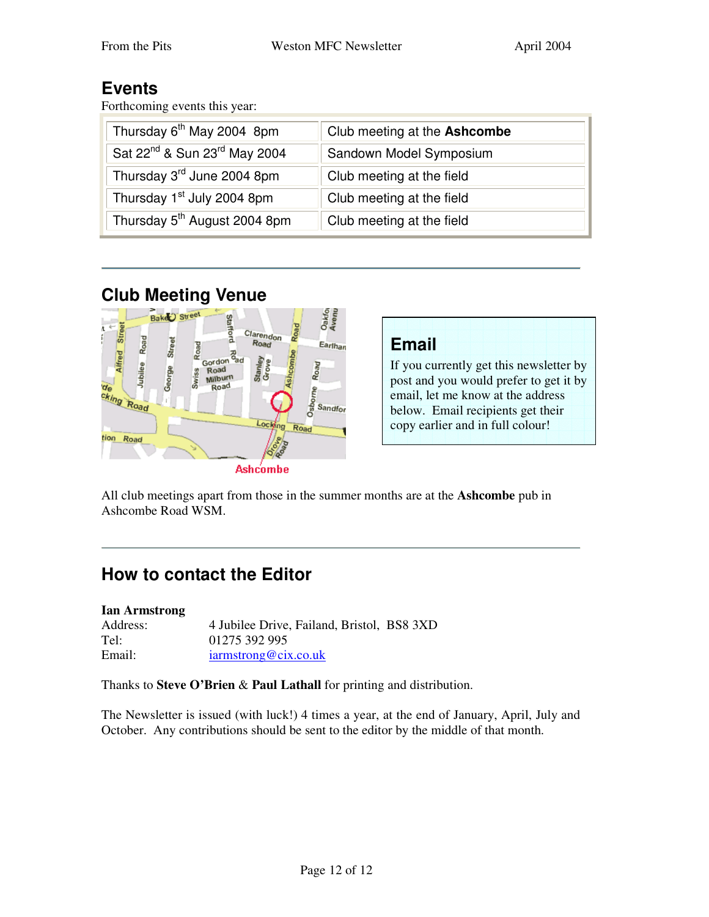## Events

Forthcoming events this year:

| | |
|---|---|
| Thursday 6th May 2004 8pm | Club meeting at the **Ashcombe** |
| Sat 22nd & Sun 23rd May 2004 | Sandown Model Symposium |
| Thursday 3rd June 2004 8pm | Club meeting at the field |
| Thursday 1st July 2004 8pm | Club meeting at the field |
| Thursday 5th August 2004 8pm | Club meeting at the field |

---

## Club Meeting Venue

Ashcombe

### Email

If you currently get this newsletter by post and you would prefer to get it by email, let me know at the address below. Email recipients get their copy earlier and in full colour!

All club meetings apart from those in the summer months are at the **Ashcombe** pub in Ashcombe Road WSM.

---

## How to contact the Editor

**Ian Armstrong**

| | |
|---|---|
| Address: | 4 Jubilee Drive, Failand, Bristol, BS8 3XD |
| Tel: | 01275 392 995 |
| Email: | iarmstrong@cix.co.uk |

Thanks to **Steve O'Brien** & **Paul Lathall** for printing and distribution.

The Newsletter is issued (with luck!) 4 times a year, at the end of January, April, July and October. Any contributions should be sent to the editor by the middle of that month.